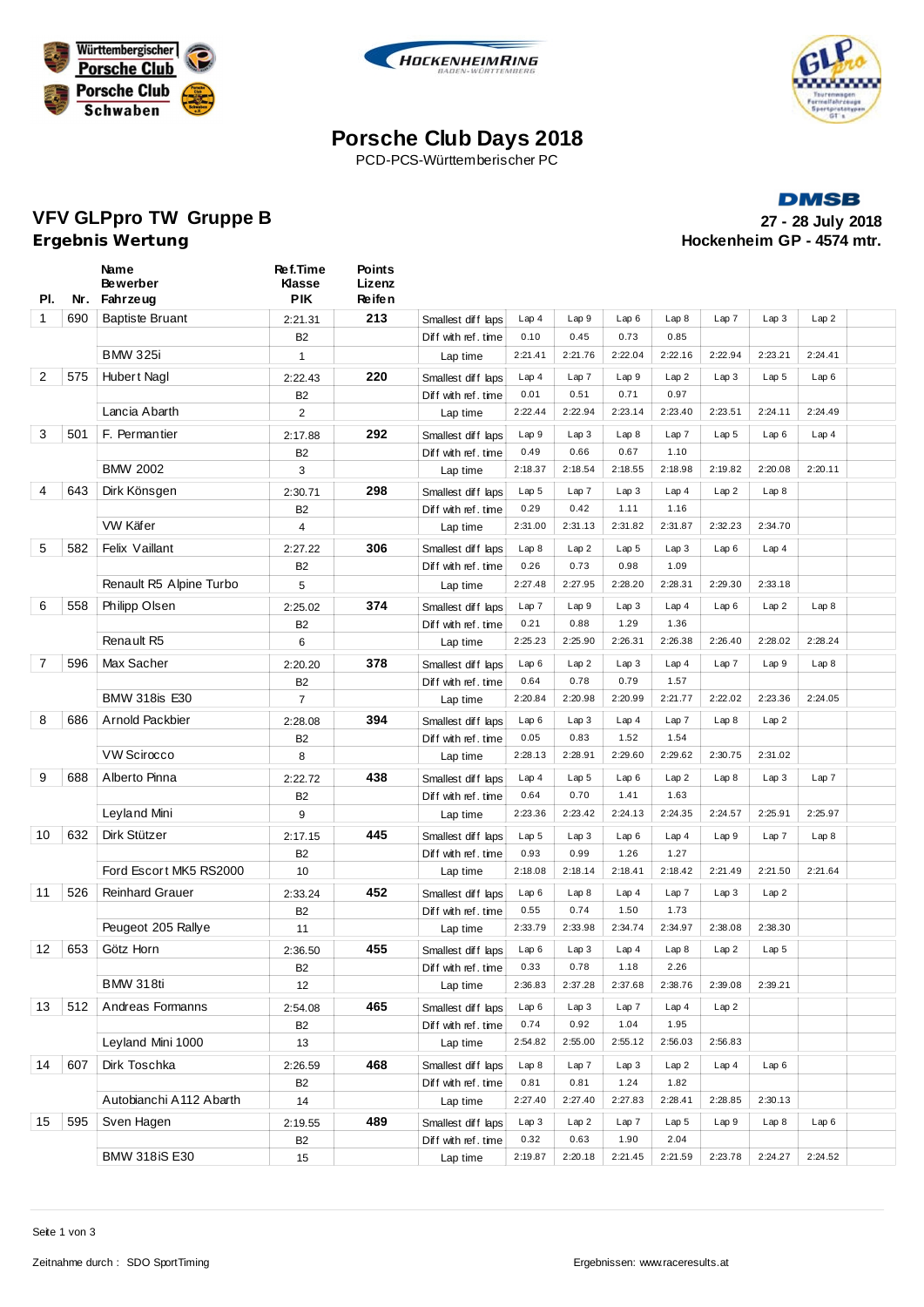# Porsche Club Days 2018

PCD-PCS-Württemberischer PC

DMSB

## VFV GLPpro TW Gruppe B

**Ergebnis Wertung**

**27 - 28 July 2018**
**Hockenheim GP - 4574 mtr.**

| Pl. | Nr. | Name / Bewerber / Fahrzeug | Ref.Time / Klasse / PIK | Points / Lizenz / Reifen | | | | | | | | | |
|---|---|---|---|---|---|---|---|---|---|---|---|---|---|
| 1 | 690 | Baptiste Bruant | 2:21.31 | 213 | Smallest diff laps | Lap 4 | Lap 9 | Lap 6 | Lap 8 | Lap 7 | Lap 3 | Lap 2 | |
| | | | B2 | | Diff with ref. time | 0.10 | 0.45 | 0.73 | 0.85 | | | | |
| | | BMW 325i | 1 | | Lap time | 2:21.41 | 2:21.76 | 2:22.04 | 2:22.16 | 2:22.94 | 2:23.21 | 2:24.41 | |
| 2 | 575 | Hubert Nagl | 2:22.43 | 220 | Smallest diff laps | Lap 4 | Lap 7 | Lap 9 | Lap 2 | Lap 3 | Lap 5 | Lap 6 | |
| | | | B2 | | Diff with ref. time | 0.01 | 0.51 | 0.71 | 0.97 | | | | |
| | | Lancia Abarth | 2 | | Lap time | 2:22.44 | 2:22.94 | 2:23.14 | 2:23.40 | 2:23.51 | 2:24.11 | 2:24.49 | |
| 3 | 501 | F. Permantier | 2:17.88 | 292 | Smallest diff laps | Lap 9 | Lap 3 | Lap 8 | Lap 7 | Lap 5 | Lap 6 | Lap 4 | |
| | | | B2 | | Diff with ref. time | 0.49 | 0.66 | 0.67 | 1.10 | | | | |
| | | BMW 2002 | 3 | | Lap time | 2:18.37 | 2:18.54 | 2:18.55 | 2:18.98 | 2:19.82 | 2:20.08 | 2:20.11 | |
| 4 | 643 | Dirk Könsgen | 2:30.71 | 298 | Smallest diff laps | Lap 5 | Lap 7 | Lap 3 | Lap 4 | Lap 2 | Lap 8 | | |
| | | | B2 | | Diff with ref. time | 0.29 | 0.42 | 1.11 | 1.16 | | | | |
| | | VW Käfer | 4 | | Lap time | 2:31.00 | 2:31.13 | 2:31.82 | 2:31.87 | 2:32.23 | 2:34.70 | | |
| 5 | 582 | Felix Vaillant | 2:27.22 | 306 | Smallest diff laps | Lap 8 | Lap 2 | Lap 5 | Lap 3 | Lap 6 | Lap 4 | | |
| | | | B2 | | Diff with ref. time | 0.26 | 0.73 | 0.98 | 1.09 | | | | |
| | | Renault R5 Alpine Turbo | 5 | | Lap time | 2:27.48 | 2:27.95 | 2:28.20 | 2:28.31 | 2:29.30 | 2:33.18 | | |
| 6 | 558 | Philipp Olsen | 2:25.02 | 374 | Smallest diff laps | Lap 7 | Lap 9 | Lap 3 | Lap 4 | Lap 6 | Lap 2 | Lap 8 | |
| | | | B2 | | Diff with ref. time | 0.21 | 0.88 | 1.29 | 1.36 | | | | |
| | | Renault R5 | 6 | | Lap time | 2:25.23 | 2:25.90 | 2:26.31 | 2:26.38 | 2:26.40 | 2:28.02 | 2:28.24 | |
| 7 | 596 | Max Sacher | 2:20.20 | 378 | Smallest diff laps | Lap 3 | Lap 2 | Lap 3 | Lap 4 | Lap 7 | Lap 9 | Lap 8 | |
| | | | B2 | | Diff with ref. time | 0.64 | 0.78 | 0.79 | 1.57 | | | | |
| | | BMW 318is E30 | 7 | | Lap time | 2:20.84 | 2:20.98 | 2:20.99 | 2:21.77 | 2:22.02 | 2:23.36 | 2:24.05 | |
| 8 | 686 | Arnold Packbier | 2:28.08 | 394 | Smallest diff laps | Lap 6 | Lap 3 | Lap 4 | Lap 7 | Lap 8 | Lap 2 | | |
| | | | B2 | | Diff with ref. time | 0.05 | 0.83 | 1.52 | 1.54 | | | | |
| | | VW Scirocco | 8 | | Lap time | 2:28.13 | 2:28.91 | 2:29.60 | 2:29.62 | 2:30.75 | 2:31.02 | | |
| 9 | 688 | Alberto Pinna | 2:22.72 | 438 | Smallest diff laps | Lap 4 | Lap 5 | Lap 6 | Lap 2 | Lap 8 | Lap 3 | Lap 7 | |
| | | | B2 | | Diff with ref. time | 0.64 | 0.70 | 1.41 | 1.63 | | | | |
| | | Leyland Mini | 9 | | Lap time | 2:23.36 | 2:23.42 | 2:24.13 | 2:24.35 | 2:24.57 | 2:25.91 | 2:25.97 | |
| 10 | 632 | Dirk Stützer | 2:17.15 | 445 | Smallest diff laps | Lap 5 | Lap 3 | Lap 6 | Lap 4 | Lap 9 | Lap 7 | Lap 8 | |
| | | | B2 | | Diff with ref. time | 0.93 | 0.99 | 1.26 | 1.27 | | | | |
| | | Ford Escort MK5 RS2000 | 10 | | Lap time | 2:18.08 | 2:18.14 | 2:18.41 | 2:18.42 | 2:21.49 | 2:21.50 | 2:21.64 | |
| 11 | 526 | Reinhard Grauer | 2:33.24 | 452 | Smallest diff laps | Lap 6 | Lap 8 | Lap 4 | Lap 7 | Lap 3 | Lap 2 | | |
| | | | B2 | | Diff with ref. time | 0.55 | 0.74 | 1.50 | 1.73 | | | | |
| | | Peugeot 205 Rallye | 11 | | Lap time | 2:33.79 | 2:33.98 | 2:34.74 | 2:34.97 | 2:38.08 | 2:38.30 | | |
| 12 | 653 | Götz Horn | 2:36.50 | 455 | Smallest diff laps | Lap 6 | Lap 3 | Lap 4 | Lap 8 | Lap 2 | Lap 5 | | |
| | | | B2 | | Diff with ref. time | 0.33 | 0.78 | 1.18 | 2.26 | | | | |
| | | BMW 318ti | 12 | | Lap time | 2:36.83 | 2:37.28 | 2:37.68 | 2:38.76 | 2:39.08 | 2:39.21 | | |
| 13 | 512 | Andreas Formanns | 2:54.08 | 465 | Smallest diff laps | Lap 6 | Lap 3 | Lap 7 | Lap 4 | Lap 2 | | | |
| | | | B2 | | Diff with ref. time | 0.74 | 0.92 | 1.04 | 1.95 | | | | |
| | | Leyland Mini 1000 | 13 | | Lap time | 2:54.82 | 2:55.00 | 2:55.12 | 2:56.03 | 2:56.83 | | | |
| 14 | 607 | Dirk Toschka | 2:26.59 | 468 | Smallest diff laps | Lap 8 | Lap 7 | Lap 3 | Lap 2 | Lap 4 | Lap 6 | | |
| | | | B2 | | Diff with ref. time | 0.81 | 0.81 | 1.24 | 1.82 | | | | |
| | | Autobianchi A112 Abarth | 14 | | Lap time | 2:27.40 | 2:27.40 | 2:27.83 | 2:28.41 | 2:28.85 | 2:30.13 | | |
| 15 | 595 | Sven Hagen | 2:19.55 | 489 | Smallest diff laps | Lap 3 | Lap 2 | Lap 7 | Lap 5 | Lap 9 | Lap 8 | Lap 6 | |
| | | | B2 | | Diff with ref. time | 0.32 | 0.63 | 1.90 | 2.04 | | | | |
| | | BMW 318iS E30 | 15 | | Lap time | 2:19.87 | 2:20.18 | 2:21.45 | 2:21.59 | 2:23.78 | 2:24.27 | 2:24.52 | |

Zeitnahme durch : SDO SportTiming

Ergebnissen: www.raceresults.at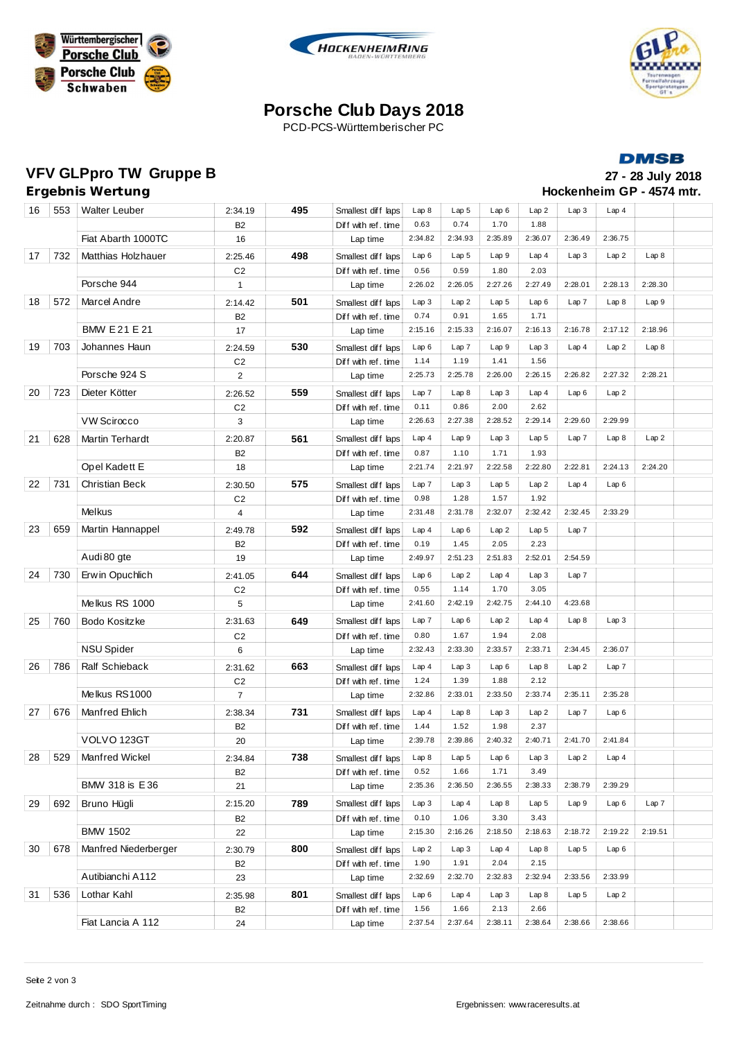# Porsche Club Days 2018

PCD-PCS-Württemberischer PC

## VFV GLPpro TW Gruppe B

**Ergebnis Wertung**

**27 - 28 July 2018**

**Hockenheim GP - 4574 mtr.**

| Pos | No | Name / Car | Ref. time / Class / Pos | Points | | | | | | | | | |
|---|---|---|---|---|---|---|---|---|---|---|---|---|---|
| 16 | 553 | Walter Leuber | 2:34.19 | 495 | Smallest diff laps | Lap 8 | Lap 5 | Lap 6 | Lap 2 | Lap 3 | Lap 4 | | |
| | | | B2 | | Diff with ref. time | 0.63 | 0.74 | 1.70 | 1.88 | | | | |
| | | Fiat Abarth 1000TC | 16 | | Lap time | 2:34.82 | 2:34.93 | 2:35.89 | 2:36.07 | 2:36.49 | 2:36.75 | | |
| 17 | 732 | Matthias Holzhauer | 2:25.46 | 498 | Smallest diff laps | Lap 6 | Lap 5 | Lap 9 | Lap 4 | Lap 3 | Lap 2 | Lap 8 | |
| | | | C2 | | Diff with ref. time | 0.56 | 0.59 | 1.80 | 2.03 | | | | |
| | | Porsche 944 | 1 | | Lap time | 2:26.02 | 2:26.05 | 2:27.26 | 2:27.49 | 2:28.01 | 2:28.13 | 2:28.30 | |
| 18 | 572 | Marcel Andre | 2:14.42 | 501 | Smallest diff laps | Lap 3 | Lap 2 | Lap 5 | Lap 6 | Lap 7 | Lap 8 | Lap 9 | |
| | | | B2 | | Diff with ref. time | 0.74 | 0.91 | 1.65 | 1.71 | | | | |
| | | BMW E 21 E 21 | 17 | | Lap time | 2:15.16 | 2:15.33 | 2:16.07 | 2:16.13 | 2:16.78 | 2:17.12 | 2:18.96 | |
| 19 | 703 | Johannes Haun | 2:24.59 | 530 | Smallest diff laps | Lap 6 | Lap 7 | Lap 9 | Lap 3 | Lap 4 | Lap 2 | Lap 8 | |
| | | | C2 | | Diff with ref. time | 1.14 | 1.19 | 1.41 | 1.56 | | | | |
| | | Porsche 924 S | 2 | | Lap time | 2:25.73 | 2:25.78 | 2:26.00 | 2:26.15 | 2:26.82 | 2:27.32 | 2:28.21 | |
| 20 | 723 | Dieter Kötter | 2:26.52 | 559 | Smallest diff laps | Lap 7 | Lap 8 | Lap 3 | Lap 4 | Lap 6 | Lap 2 | | |
| | | | C2 | | Diff with ref. time | 0.11 | 0.86 | 2.00 | 2.62 | | | | |
| | | VW Scirocco | 3 | | Lap time | 2:26.63 | 2:27.38 | 2:28.52 | 2:29.14 | 2:29.60 | 2:29.99 | | |
| 21 | 628 | Martin Terhardt | 2:20.87 | 561 | Smallest diff laps | Lap 4 | Lap 9 | Lap 3 | Lap 5 | Lap 7 | Lap 8 | Lap 2 | |
| | | | B2 | | Diff with ref. time | 0.87 | 1.10 | 1.71 | 1.93 | | | | |
| | | Opel Kadett E | 18 | | Lap time | 2:21.74 | 2:21.97 | 2:22.58 | 2:22.80 | 2:22.81 | 2:24.13 | 2:24.20 | |
| 22 | 731 | Christian Beck | 2:30.50 | 575 | Smallest diff laps | Lap 7 | Lap 3 | Lap 5 | Lap 2 | Lap 4 | Lap 6 | | |
| | | | C2 | | Diff with ref. time | 0.98 | 1.28 | 1.57 | 1.92 | | | | |
| | | Melkus | 4 | | Lap time | 2:31.48 | 2:31.78 | 2:32.07 | 2:32.42 | 2:32.45 | 2:33.29 | | |
| 23 | 659 | Martin Hannappel | 2:49.78 | 592 | Smallest diff laps | Lap 4 | Lap 6 | Lap 2 | Lap 5 | Lap 7 | | | |
| | | | B2 | | Diff with ref. time | 0.19 | 1.45 | 2.05 | 2.23 | | | | |
| | | Audi 80 gte | 19 | | Lap time | 2:49.97 | 2:51.23 | 2:51.83 | 2:52.01 | 2:54.59 | | | |
| 24 | 730 | Erwin Opuchlich | 2:41.05 | 644 | Smallest diff laps | Lap 6 | Lap 2 | Lap 4 | Lap 3 | Lap 7 | | | |
| | | | C2 | | Diff with ref. time | 0.55 | 1.14 | 1.70 | 3.05 | | | | |
| | | Melkus RS 1000 | 5 | | Lap time | 2:41.60 | 2:42.19 | 2:42.75 | 2:44.10 | 4:23.68 | | | |
| 25 | 760 | Bodo Kositzke | 2:31.63 | 649 | Smallest diff laps | Lap 7 | Lap 6 | Lap 2 | Lap 4 | Lap 8 | Lap 3 | | |
| | | | C2 | | Diff with ref. time | 0.80 | 1.67 | 1.94 | 2.08 | | | | |
| | | NSU Spider | 6 | | Lap time | 2:32.43 | 2:33.30 | 2:33.57 | 2:33.71 | 2:34.45 | 2:36.07 | | |
| 26 | 786 | Ralf Schieback | 2:31.62 | 663 | Smallest diff laps | Lap 4 | Lap 3 | Lap 6 | Lap 8 | Lap 2 | Lap 7 | | |
| | | | C2 | | Diff with ref. time | 1.24 | 1.39 | 1.88 | 2.12 | | | | |
| | | Melkus RS1000 | 7 | | Lap time | 2:32.86 | 2:33.01 | 2:33.50 | 2:33.74 | 2:35.11 | 2:35.28 | | |
| 27 | 676 | Manfred Ehlich | 2:38.34 | 731 | Smallest diff laps | Lap 4 | Lap 8 | Lap 3 | Lap 2 | Lap 7 | Lap 6 | | |
| | | | B2 | | Diff with ref. time | 1.44 | 1.52 | 1.98 | 2.37 | | | | |
| | | VOLVO 123GT | 20 | | Lap time | 2:39.78 | 2:39.86 | 2:40.32 | 2:40.71 | 2:41.70 | 2:41.84 | | |
| 28 | 529 | Manfred Wickel | 2:34.84 | 738 | Smallest diff laps | Lap 8 | Lap 5 | Lap 6 | Lap 3 | Lap 2 | Lap 4 | | |
| | | | B2 | | Diff with ref. time | 0.52 | 1.66 | 1.71 | 3.49 | | | | |
| | | BMW 318 is E 36 | 21 | | Lap time | 2:35.36 | 2:36.50 | 2:36.55 | 2:38.33 | 2:38.79 | 2:39.29 | | |
| 29 | 692 | Bruno Hügli | 2:15.20 | 789 | Smallest diff laps | Lap 3 | Lap 4 | Lap 8 | Lap 5 | Lap 9 | Lap 6 | Lap 7 | |
| | | | B2 | | Diff with ref. time | 0.10 | 1.06 | 3.30 | 3.43 | | | | |
| | | BMW 1502 | 22 | | Lap time | 2:15.30 | 2:16.26 | 2:18.50 | 2:18.63 | 2:18.72 | 2:19.22 | 2:19.51 | |
| 30 | 678 | Manfred Niederberger | 2:30.79 | 800 | Smallest diff laps | Lap 2 | Lap 3 | Lap 4 | Lap 8 | Lap 5 | Lap 6 | | |
| | | | B2 | | Diff with ref. time | 1.90 | 1.91 | 2.04 | 2.15 | | | | |
| | | Autibianchi A112 | 23 | | Lap time | 2:32.69 | 2:32.70 | 2:32.83 | 2:32.94 | 2:33.56 | 2:33.99 | | |
| 31 | 536 | Lothar Kahl | 2:35.98 | 801 | Smallest diff laps | Lap 6 | Lap 4 | Lap 3 | Lap 8 | Lap 5 | Lap 2 | | |
| | | | B2 | | Diff with ref. time | 1.56 | 1.66 | 2.13 | 2.66 | | | | |
| | | Fiat Lancia A 112 | 24 | | Lap time | 2:37.54 | 2:37.64 | 2:38.11 | 2:38.64 | 2:38.66 | 2:38.66 | | |

Zeitnahme durch : SDO SportTiming

Ergebnissen: www.raceresults.at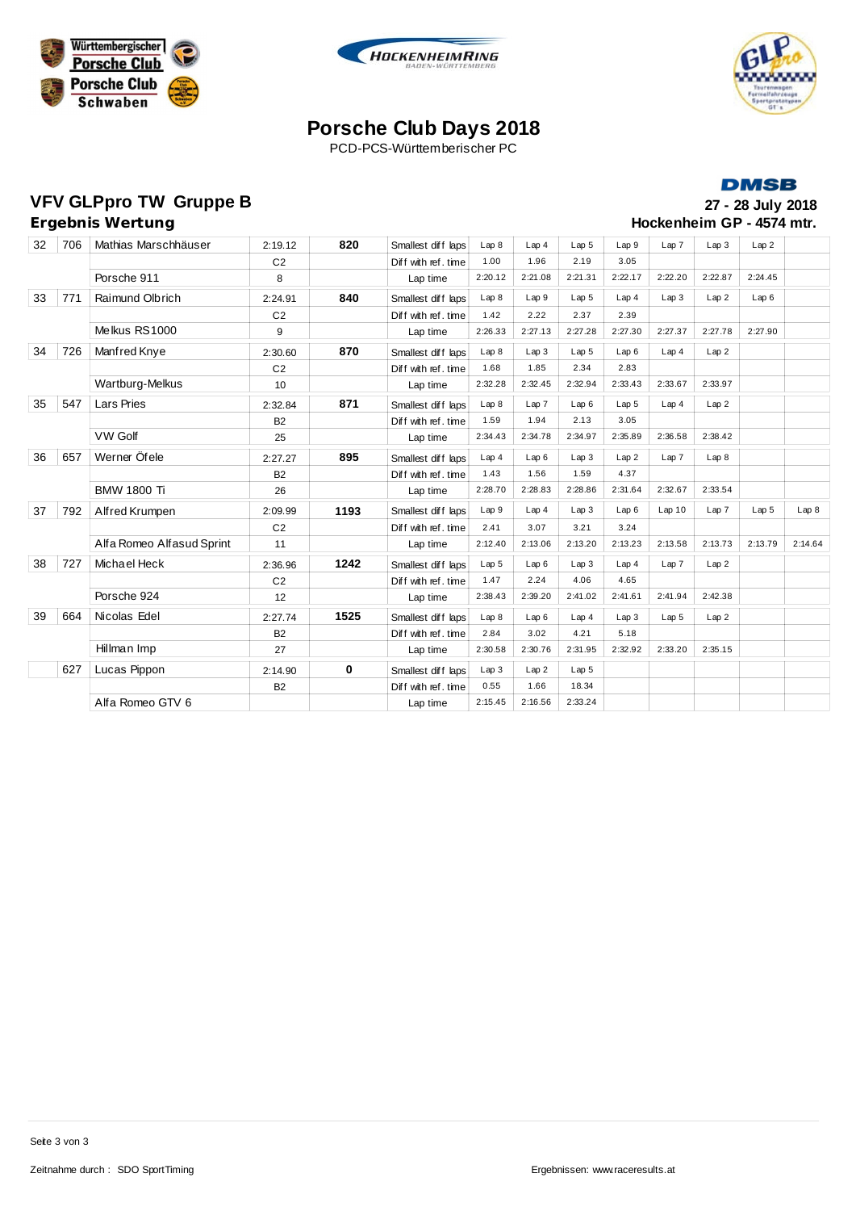Württembergischer Porsche Club
Porsche Club Schwaben

HOCKENHEIMRING BADEN-WÜRTTEMBERG

# Porsche Club Days 2018

PCD-PCS-Württemberischer PC

DMSB

## VFV GLPpro TW Gruppe B

**Ergebnis Wertung**

**27 - 28 July 2018**

**Hockenheim GP - 4574 mtr.**

| | | | | | | | | | | | | | |
|---|---|---|---|---|---|---|---|---|---|---|---|---|---|
| 32 | 706 | Mathias Marschhäuser | 2:19.12 | **820** | Smallest diff laps | Lap 8 | Lap 4 | Lap 5 | Lap 9 | Lap 7 | Lap 3 | Lap 2 | |
| | | | C2 | | Diff with ref. time | 1.00 | 1.96 | 2.19 | 3.05 | | | | |
| | | Porsche 911 | 8 | | Lap time | 2:20.12 | 2:21.08 | 2:21.31 | 2:22.17 | 2:22.20 | 2:22.87 | 2:24.45 | |
| 33 | 771 | Raimund Olbrich | 2:24.91 | **840** | Smallest diff laps | Lap 8 | Lap 9 | Lap 5 | Lap 4 | Lap 3 | Lap 2 | Lap 6 | |
| | | | C2 | | Diff with ref. time | 1.42 | 2.22 | 2.37 | 2.39 | | | | |
| | | Melkus RS1000 | 9 | | Lap time | 2:26.33 | 2:27.13 | 2:27.28 | 2:27.30 | 2:27.37 | 2:27.78 | 2:27.90 | |
| 34 | 726 | Manfred Knye | 2:30.60 | **870** | Smallest diff laps | Lap 8 | Lap 3 | Lap 5 | Lap 6 | Lap 4 | Lap 2 | | |
| | | | C2 | | Diff with ref. time | 1.68 | 1.85 | 2.34 | 2.83 | | | | |
| | | Wartburg-Melkus | 10 | | Lap time | 2:32.28 | 2:32.45 | 2:32.94 | 2:33.43 | 2:33.67 | 2:33.97 | | |
| 35 | 547 | Lars Pries | 2:32.84 | **871** | Smallest diff laps | Lap 8 | Lap 7 | Lap 6 | Lap 5 | Lap 4 | Lap 2 | | |
| | | | B2 | | Diff with ref. time | 1.59 | 1.94 | 2.13 | 3.05 | | | | |
| | | VW Golf | 25 | | Lap time | 2:34.43 | 2:34.78 | 2:34.97 | 2:35.89 | 2:36.58 | 2:38.42 | | |
| 36 | 657 | Werner Öfele | 2:27.27 | **895** | Smallest diff laps | Lap 4 | Lap 6 | Lap 3 | Lap 2 | Lap 7 | Lap 8 | | |
| | | | B2 | | Diff with ref. time | 1.43 | 1.56 | 1.59 | 4.37 | | | | |
| | | BMW 1800 Ti | 26 | | Lap time | 2:28.70 | 2:28.83 | 2:28.86 | 2:31.64 | 2:32.67 | 2:33.54 | | |
| 37 | 792 | Alfred Krumpen | 2:09.99 | **1193** | Smallest diff laps | Lap 9 | Lap 4 | Lap 3 | Lap 6 | Lap 10 | Lap 7 | Lap 5 | Lap 8 |
| | | | C2 | | Diff with ref. time | 2.41 | 3.07 | 3.21 | 3.24 | | | | |
| | | Alfa Romeo Alfasud Sprint | 11 | | Lap time | 2:12.40 | 2:13.06 | 2:13.20 | 2:13.23 | 2:13.58 | 2:13.73 | 2:13.79 | 2:14.64 |
| 38 | 727 | Michael Heck | 2:36.96 | **1242** | Smallest diff laps | Lap 5 | Lap 6 | Lap 3 | Lap 4 | Lap 7 | Lap 2 | | |
| | | | C2 | | Diff with ref. time | 1.47 | 2.24 | 4.06 | 4.65 | | | | |
| | | Porsche 924 | 12 | | Lap time | 2:38.43 | 2:39.20 | 2:41.02 | 2:41.61 | 2:41.94 | 2:42.38 | | |
| 39 | 664 | Nicolas Edel | 2:27.74 | **1525** | Smallest diff laps | Lap 8 | Lap 6 | Lap 4 | Lap 3 | Lap 5 | Lap 2 | | |
| | | | B2 | | Diff with ref. time | 2.84 | 3.02 | 4.21 | 5.18 | | | | |
| | | Hillman Imp | 27 | | Lap time | 2:30.58 | 2:30.76 | 2:31.95 | 2:32.92 | 2:33.20 | 2:35.15 | | |
| | 627 | Lucas Pippon | 2:14.90 | **0** | Smallest diff laps | Lap 3 | Lap 2 | Lap 5 | | | | | |
| | | | B2 | | Diff with ref. time | 0.55 | 1.66 | 18.34 | | | | | |
| | | Alfa Romeo GTV 6 | | | Lap time | 2:15.45 | 2:16.56 | 2:33.24 | | | | | |

Zeitnahme durch : SDO SportTiming

Ergebnissen: www.raceresults.at